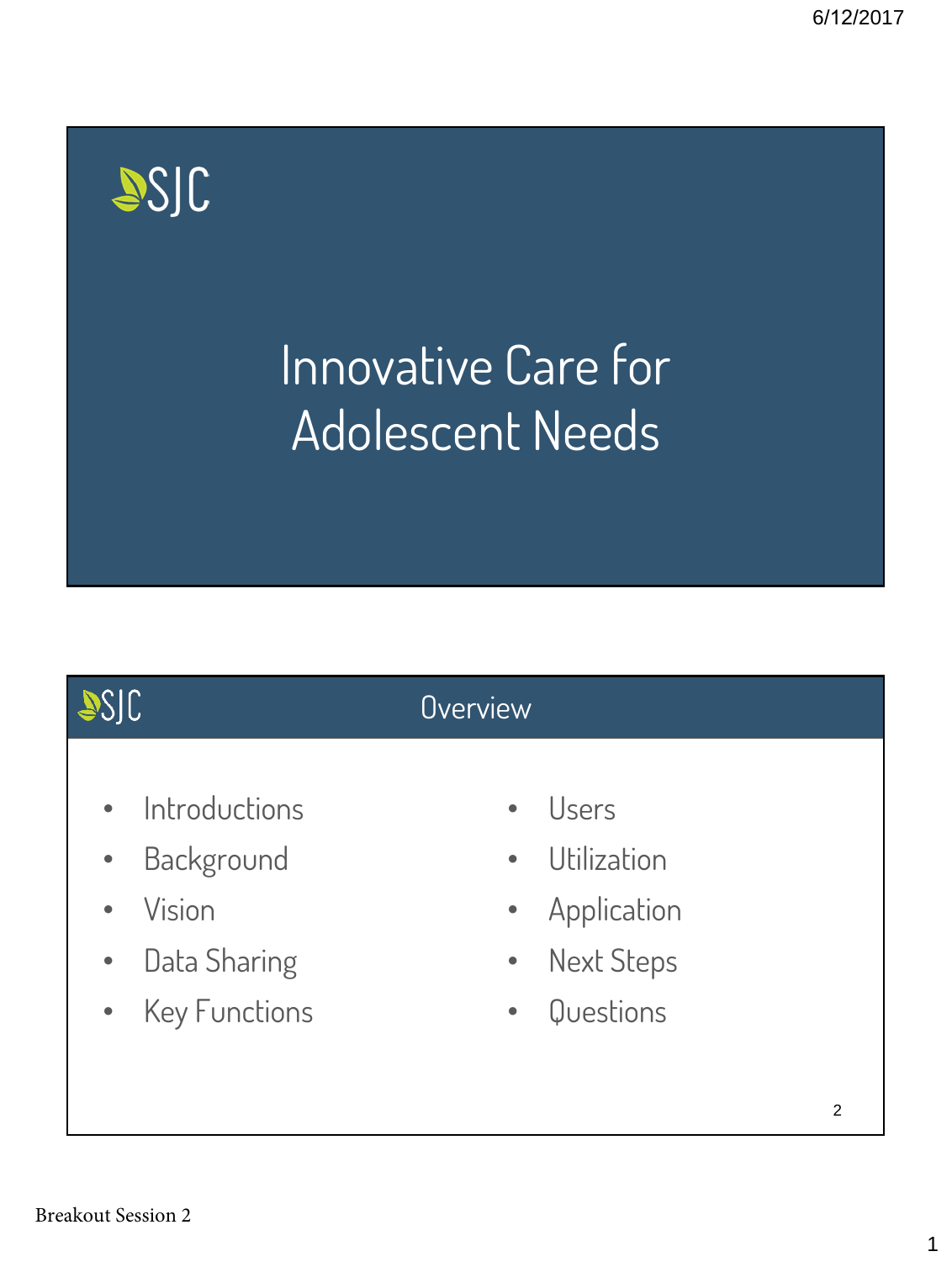SJC

# Innovative Care for Adolescent Needs

SJC

## Overview

- Introductions
- Background
- Vision
- Data Sharing
- Key Functions
- Users
- Utilization
- Application
- Next Steps
- Questions

Breakout Session 2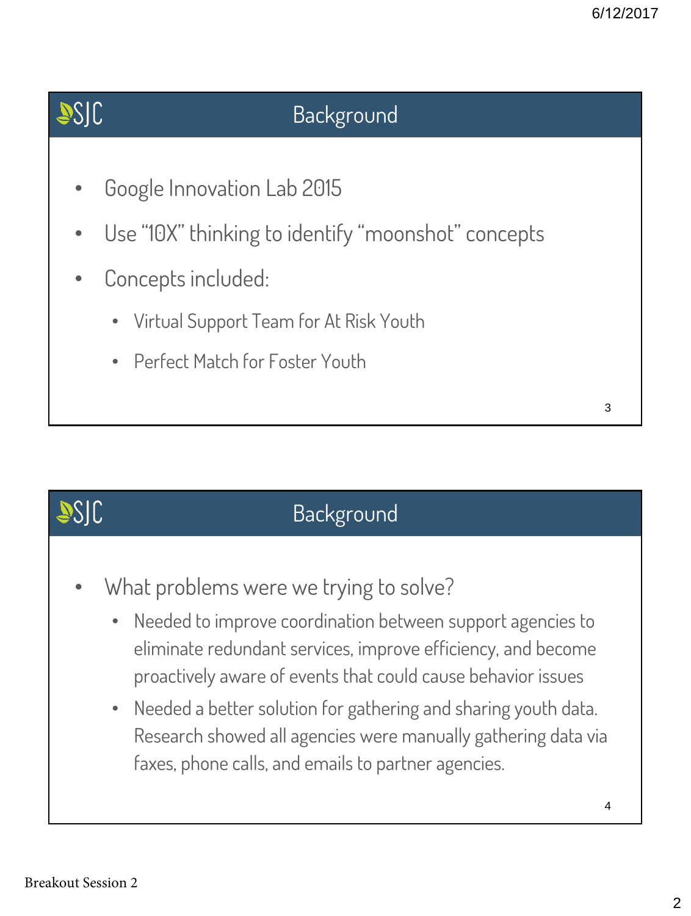## Background

- Google Innovation Lab 2015
- Use "10X" thinking to identify "moonshot" concepts
- Concepts included:
  - Virtual Support Team for At Risk Youth
  - Perfect Match for Foster Youth

## Background

- What problems were we trying to solve?
  - Needed to improve coordination between support agencies to eliminate redundant services, improve efficiency, and become proactively aware of events that could cause behavior issues
  - Needed a better solution for gathering and sharing youth data. Research showed all agencies were manually gathering data via faxes, phone calls, and emails to partner agencies.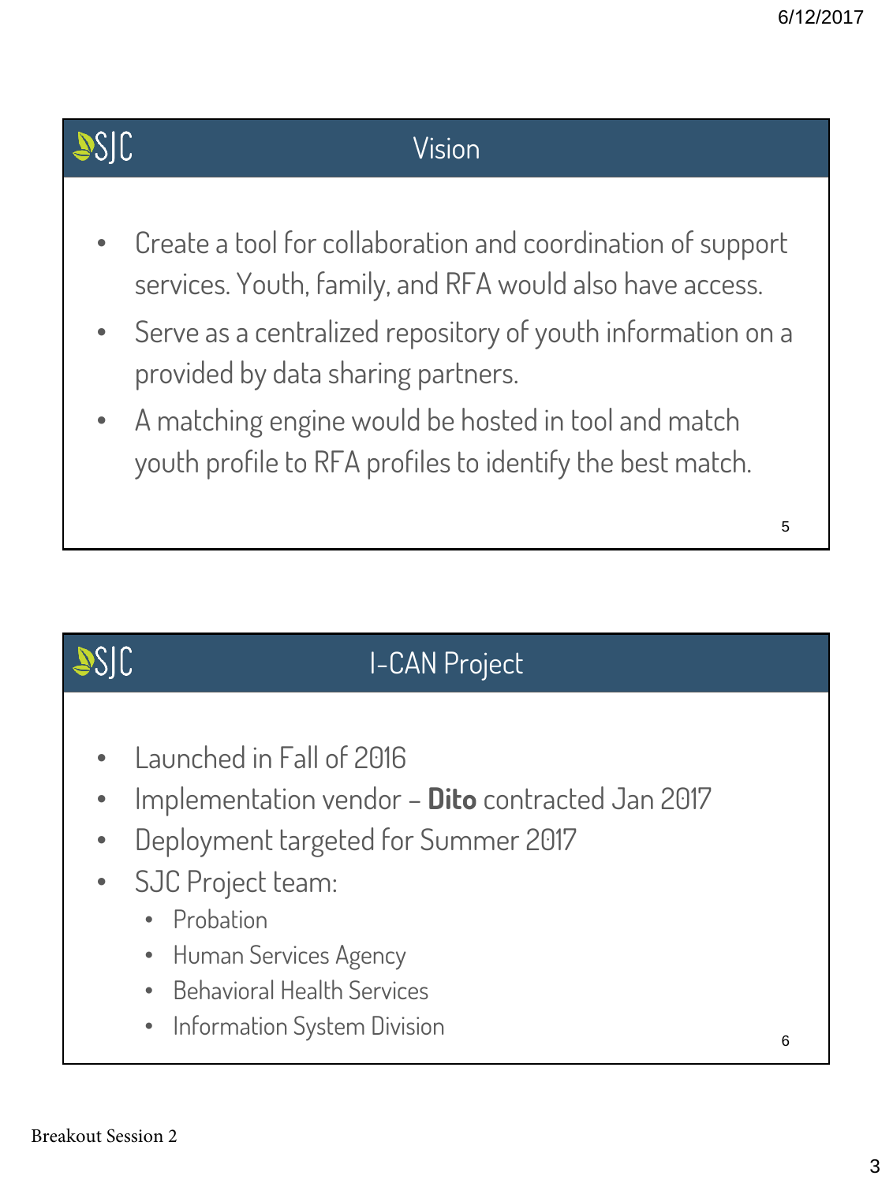## Vision

- Create a tool for collaboration and coordination of support services. Youth, family, and RFA would also have access.
- Serve as a centralized repository of youth information on a provided by data sharing partners.
- A matching engine would be hosted in tool and match youth profile to RFA profiles to identify the best match.

## I-CAN Project

- Launched in Fall of 2016
- Implementation vendor – **Dito** contracted Jan 2017
- Deployment targeted for Summer 2017
- SJC Project team:
  - Probation
  - Human Services Agency
  - Behavioral Health Services
  - Information System Division

Breakout Session 2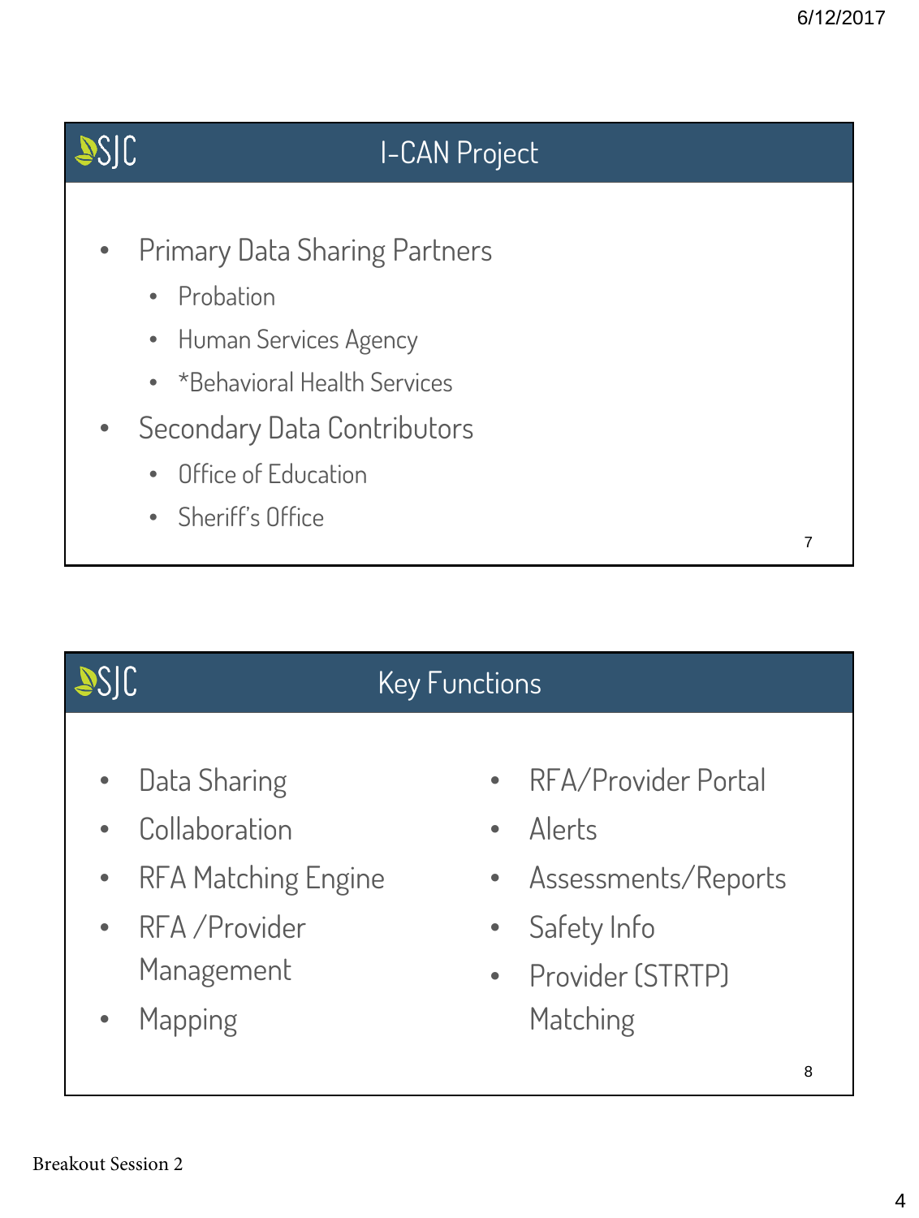## I-CAN Project

- Primary Data Sharing Partners
  - Probation
  - Human Services Agency
  - *Behavioral Health Services
- Secondary Data Contributors
  - Office of Education
  - Sheriff's Office

## Key Functions

- Data Sharing
- Collaboration
- RFA Matching Engine
- RFA /Provider Management
- Mapping
- RFA/Provider Portal
- Alerts
- Assessments/Reports
- Safety Info
- Provider (STRTP) Matching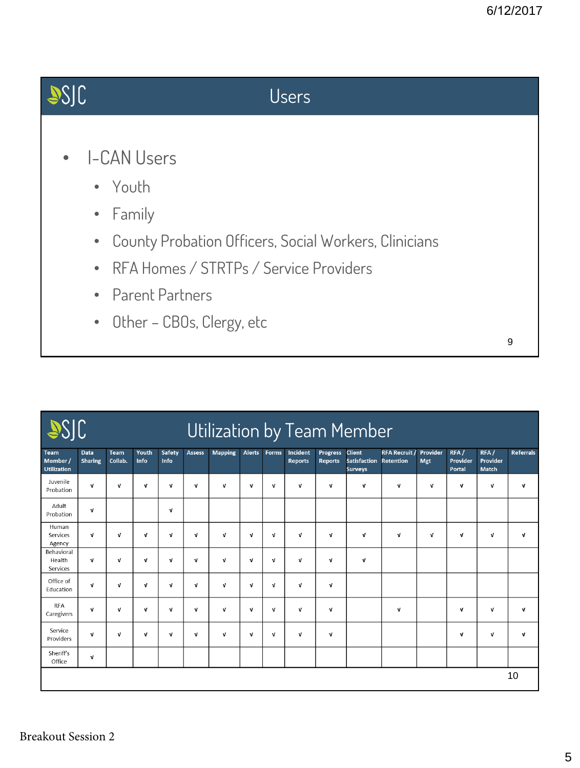## Users

- I-CAN Users
  - Youth
  - Family
  - County Probation Officers, Social Workers, Clinicians
  - RFA Homes / STRTPs / Service Providers
  - Parent Partners
  - Other – CBOs, Clergy, etc

## Utilization by Team Member

| Team Member / Utilization | Data Sharing | Team Collab. | Youth Info | Safety Info | Assess | Mapping | Alerts | Forms | Incident Reports | Progress Reports | Client Satisfaction Surveys | RFA Recruit / Retention | Provider Mgt | RFA / Provider Portal | RFA / Provider Match | Referrals |
|---|---|---|---|---|---|---|---|---|---|---|---|---|---|---|---|---|
| Juvenile Probation | √ | √ | √ | √ | √ | √ | √ | √ | √ | √ | √ | √ | √ | √ | √ | √ |
| Adult Probation | √ | | | √ | | | | | | | | | | | | |
| Human Services Agency | √ | √ | √ | √ | √ | √ | √ | √ | √ | √ | √ | √ | √ | √ | √ | √ |
| Behavioral Health Services | √ | √ | √ | √ | √ | √ | √ | √ | √ | √ | √ | | | | | |
| Office of Education | √ | √ | √ | √ | √ | √ | √ | √ | √ | √ | | | | | | |
| RFA Caregivers | √ | √ | √ | √ | √ | √ | √ | √ | √ | √ | | √ | | √ | √ | √ |
| Service Providers | √ | √ | √ | √ | √ | √ | √ | √ | √ | √ | | | | √ | √ | √ |
| Sheriff's Office | √ | | | | | | | | | | | | | | | |

Breakout Session 2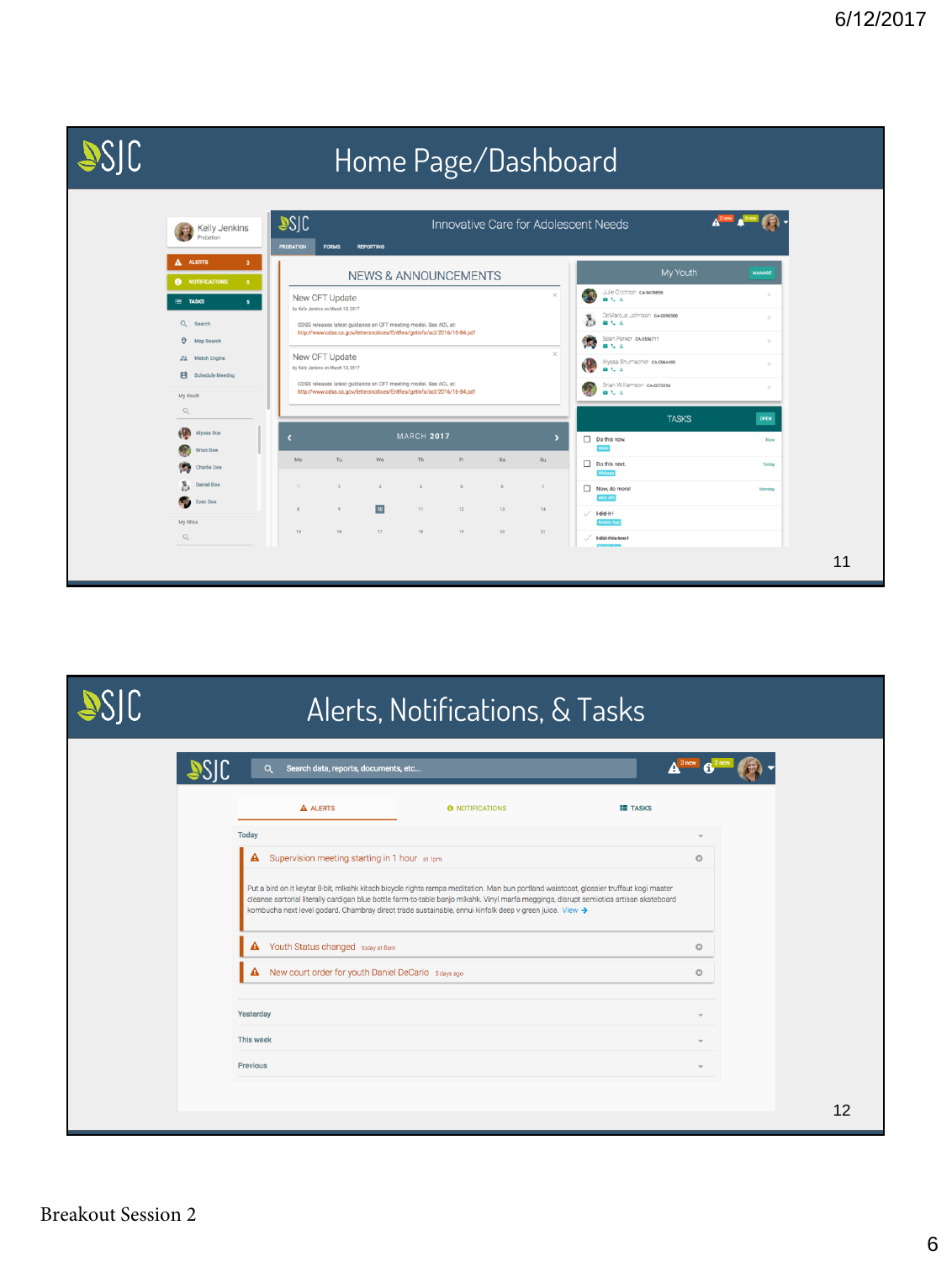# Home Page/Dashboard

Kelly Jenkins
Probation

ALERTS 3
NOTIFICATIONS 5
TASKS 5

Search
Map Search
Match Engine
Schedule Meeting

My Youth

Alyssa Doe
Brian Doe
Charlie Doe
Daniel Doe
Evan Doe

My RFAs

SJC — Innovative Care for Adolescent Needs

PROBATION | FORMS | REPORTING

NEWS & ANNOUNCEMENTS

New CFT Update
by Kelly Jenkins on March 13, 2017
CDSS releases latest guidance on CFT meeting model. See ACL at:
http://www.cdss.ca.gov/lettersnotices/EntRes/getinfo/acl/2016/16-84.pdf

New CFT Update
by Kelly Jenkins on March 13, 2017
CDSS releases latest guidance on CFT meeting model. See ACL at:
http://www.cdss.ca.gov/lettersnotices/EntRes/getinfo/acl/2016/16-84.pdf

MARCH 2017

| Mo | Tu | We | Th | Fr | Sa | Su |
|---|---|---|---|---|---|---|
| 1 | 2 | 3 | 4 | 5 | 6 | 7 |
| 8 | 9 | 10 | 11 | 12 | 13 | 14 |
| 15 | 16 | 17 | 18 | 19 | 20 | 21 |

My Youth — MANAGE

- Julie Crichton
- DeMarcus Johnson
- Sean Parker
- Alyssa Shumacher
- Brian Williamson

TASKS — OPEN

- Do this now. — Now
- Do this next. — Today
- Now, do more! — Monday
- ~~I did it!~~
- ~~I did this too!~~

# Alerts, Notifications, & Tasks

SJC — Search data, reports, documents, etc...

3 new | 2 new

ALERTS | NOTIFICATIONS | TASKS

**Today**

- Supervision meeting starting in 1 hour — at 1pm

  Put a bird on it keytar 8-bit, mlkshk kitsch bicycle rights ramps meditation. Man bun portland waistcoat, glossier truffaut kogi master cleanse sartorial literally cardigan blue bottle farm-to-table banjo mlkshk. Vinyl marfa meggings, disrupt semiotics artisan skateboard kombucha next level godard. Chambray direct trade sustainable, ennui kinfolk deep v green juice. View →

- Youth Status changed — today at 8am
- New court order for youth Daniel DeCarlo — 5 days ago

**Yesterday**

**This week**

**Previous**

Breakout Session 2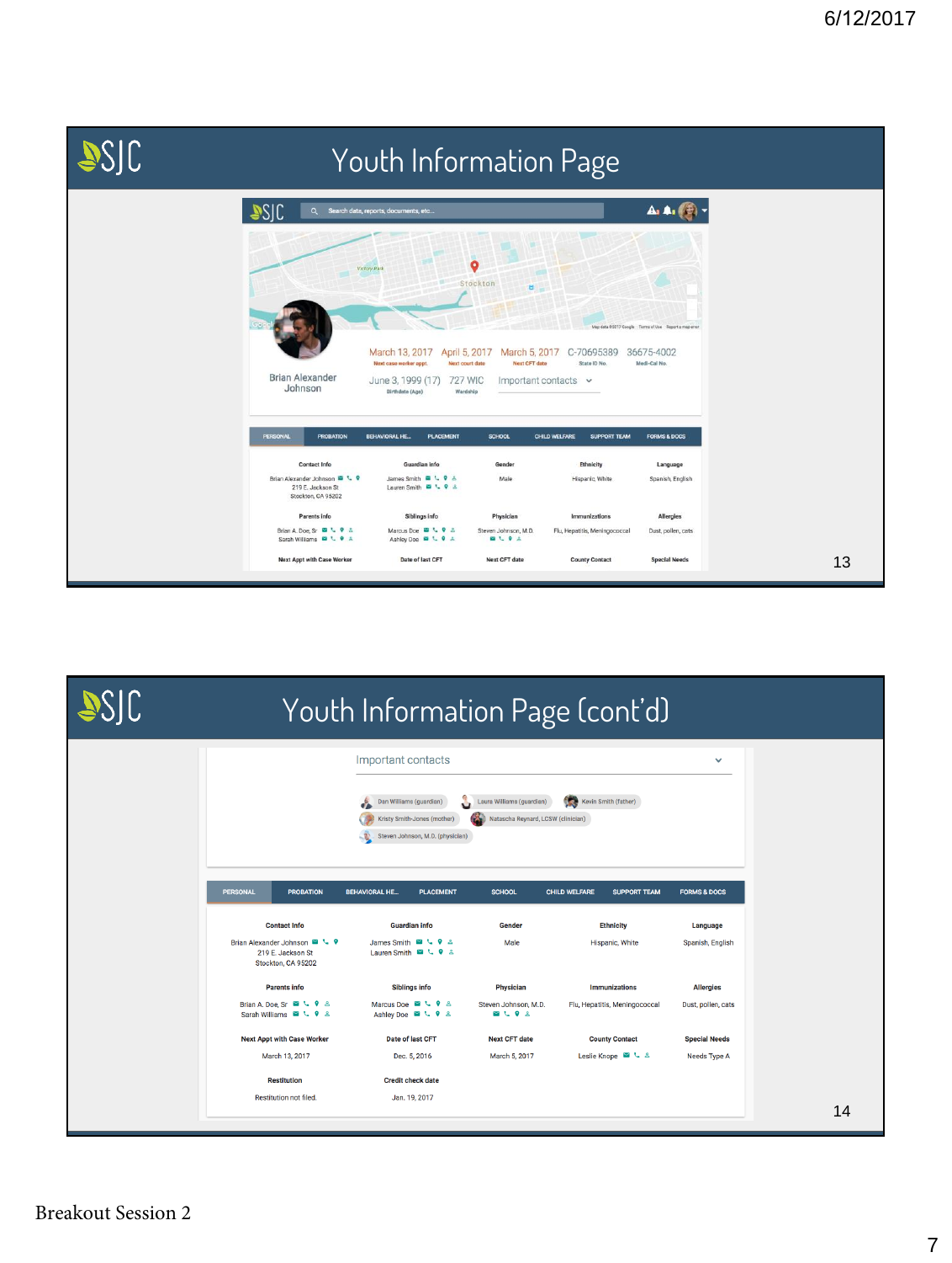## Youth Information Page

SJC

Search data, reports, documents, etc...

Brian Alexander Johnson

| March 13, 2017 | April 5, 2017 | March 5, 2017 | C-70695389 | 36675-4002 |
|---|---|---|---|---|
| Next case worker appt. | Next court date | Next CFT date | State ID No. | Medi-Cal No. |

| June 3, 1999 (17) | 727 WIC | Important contacts |
|---|---|---|
| Birthdate (Age) | Wardship | |

PERSONAL | PROBATION | BEHAVIORAL HE... | PLACEMENT | SCHOOL | CHILD WELFARE | SUPPORT TEAM | FORMS & DOCS

| Contact Info | Guardian info | Gender | Ethnicity | Language |
|---|---|---|---|---|
| Brian Alexander Johnson<br>219 E. Jackson St<br>Stockton, CA 95202 | James Smith<br>Lauren Smith | Male | Hispanic, White | Spanish, English |
| **Parents info** | **Siblings info** | **Physician** | **Immunizations** | **Allergies** |
| Brian A. Doe, Sr<br>Sarah Williams | Marcus Doe<br>Ashley Doe | Steven Johnson, M.D. | Flu, Hepatitis, Meningococcal | Dust, pollen, cats |
| **Next Appt with Case Worker** | **Date of last CFT** | **Next CFT date** | **County Contact** | **Special Needs** |

## Youth Information Page (cont'd)

SJC

Important contacts

- Dan Williams (guardian)
- Laura Williams (guardian)
- Kevin Smith (father)
- Kristy Smith-Jones (mother)
- Natascha Reynard, LCSW (clinician)
- Steven Johnson, M.D. (physician)

PERSONAL | PROBATION | BEHAVIORAL HE... | PLACEMENT | SCHOOL | CHILD WELFARE | SUPPORT TEAM | FORMS & DOCS

| Contact Info | Guardian info | Gender | Ethnicity | Language |
|---|---|---|---|---|
| Brian Alexander Johnson<br>219 E. Jackson St<br>Stockton, CA 95202 | James Smith<br>Lauren Smith | Male | Hispanic, White | Spanish, English |
| **Parents info** | **Siblings info** | **Physician** | **Immunizations** | **Allergies** |
| Brian A. Doe, Sr<br>Sarah Williams | Marcus Doe<br>Ashley Doe | Steven Johnson, M.D. | Flu, Hepatitis, Meningococcal | Dust, pollen, cats |
| **Next Appt with Case Worker** | **Date of last CFT** | **Next CFT date** | **County Contact** | **Special Needs** |
| March 13, 2017 | Dec. 5, 2016 | March 5, 2017 | Leslie Knope | Needs Type A |
| **Restitution** | **Credit check date** | | | |
| Restitution not filed. | Jan. 19, 2017 | | | |

Breakout Session 2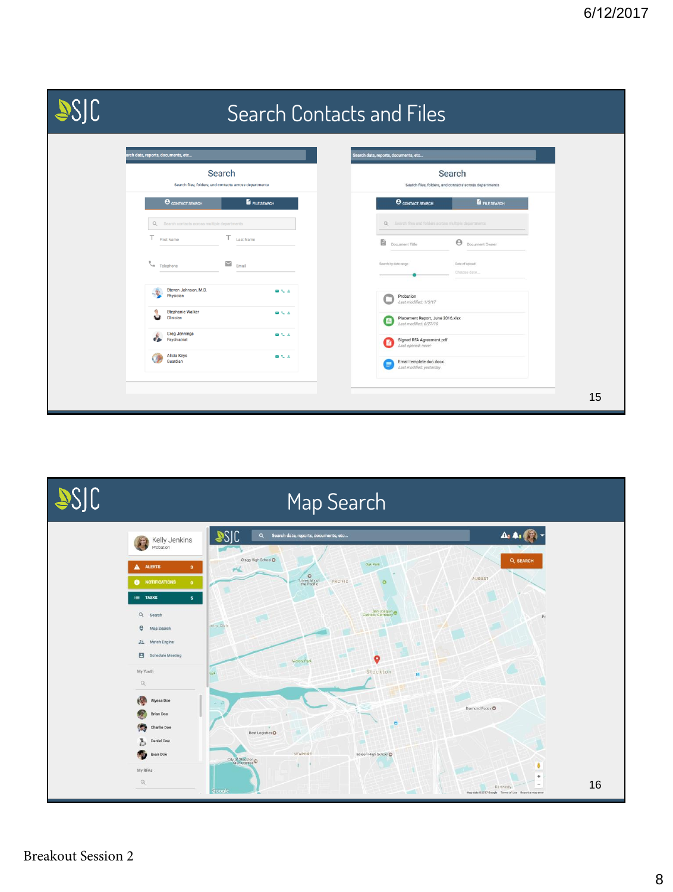# Search Contacts and Files

Search data, reports, documents, etc...

**Search**

Search files, folders, and contacts across departments

CONTACT SEARCH | FILE SEARCH

Search contacts across multiple departments

First Name | Last Name

Telephone | Email

- Steven Johnson, M.D. — Physician
- Stephanie Walker — Clinician
- Greg Jennings — Psychiatrist
- Alicia Keys — Guardian

Search data, reports, documents, etc...

**Search**

Search files, folders, and contacts across departments

CONTACT SEARCH | FILE SEARCH

Search files and folders across multiple departments

Document Title | Document Owner

Search by date range | Date of upload — Choose date...

- Probation — *Last modified: 1/5/17*
- Placement Report, June 2016.xlsx — *Last modified: 6/27/16*
- Signed RFA Agreement.pdf — *Last opened: never*
- Email template doc.docx — *Last modified: yesterday*

# Map Search

Kelly Jenkins — Probation

- ALERTS 3
- NOTIFICATIONS 0
- TASKS 5
- Search
- Map Search
- Match Engine
- Schedule Meeting

My Youth

- Alyssa Doe
- Brian Doe
- Charlie Doe
- Daniel Doe
- Evan Doe

My RFAs

Search data, reports, documents, etc...

SEARCH

Breakout Session 2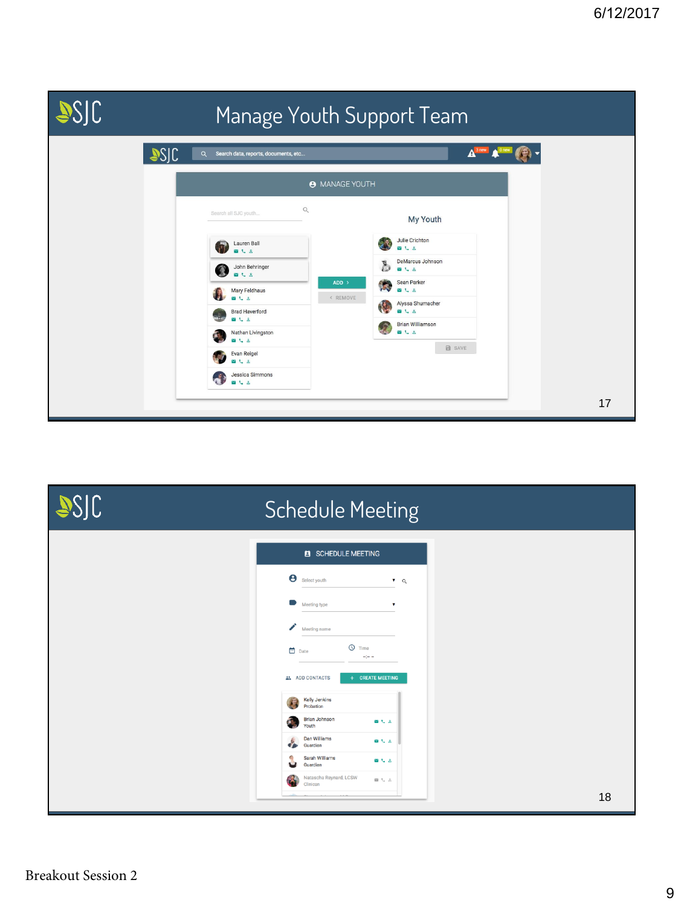# Manage Youth Support Team

MANAGE YOUTH

Search all SJC youth...

My Youth

- Lauren Ball
- John Behringer
- Mary Feldhaus
- Brad Haverford
- Nathan Livingston
- Evan Reigel
- Jessica Simmons

ADD

REMOVE

- Julie Crichton
- DeMarcus Johnson
- Sean Parker
- Alyssa Shumacher
- Brian Williamson

SAVE

# Schedule Meeting

SCHEDULE MEETING

Select youth

Meeting type

Meeting name

Date

Time

ADD CONTACTS

CREATE MEETING

- Kelly Jenkins — Probation
- Brian Johnson — Youth
- Dan Williams — Guardian
- Sarah Williams — Guardian
- Natascha Reynard, LCSW — Clinician

Breakout Session 2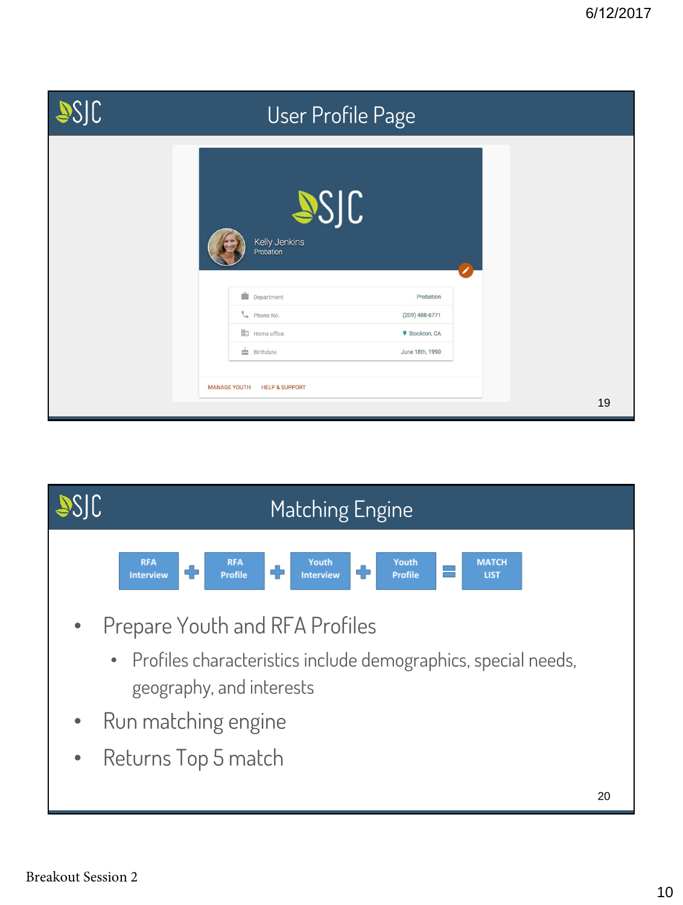## User Profile Page

SJC

Kelly Jenkins
Probation

| | |
|---|---|
| Department | Probation |
| Phone No. | (209) 488-6771 |
| Home office | Stockton, CA |
| Birthdate | June 18th, 1990 |

MANAGE YOUTH HELP & SUPPORT

## Matching Engine

RFA Interview + RFA Profile + Youth Interview + Youth Profile = MATCH LIST

- Prepare Youth and RFA Profiles
  - Profiles characteristics include demographics, special needs, geography, and interests
- Run matching engine
- Returns Top 5 match

Breakout Session 2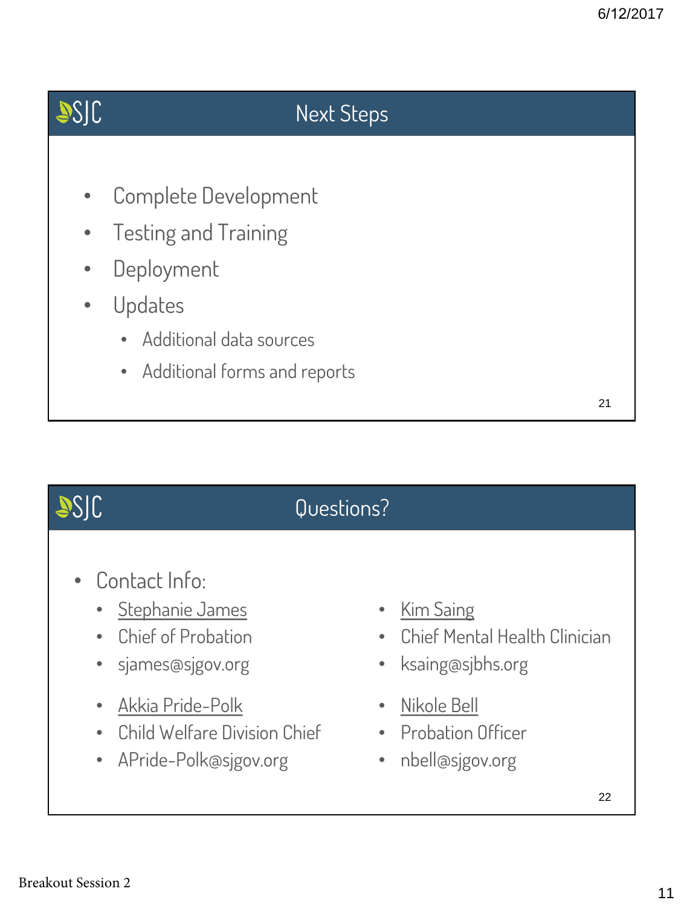## Next Steps

- Complete Development
- Testing and Training
- Deployment
- Updates
  - Additional data sources
  - Additional forms and reports

## Questions?

- Contact Info:
  - Stephanie James
  - Chief of Probation
  - sjames@sjgov.org

  - Akkia Pride-Polk
  - Child Welfare Division Chief
  - APride-Polk@sjgov.org

  - Kim Saing
  - Chief Mental Health Clinician
  - ksaing@sjbhs.org

  - Nikole Bell
  - Probation Officer
  - nbell@sjgov.org